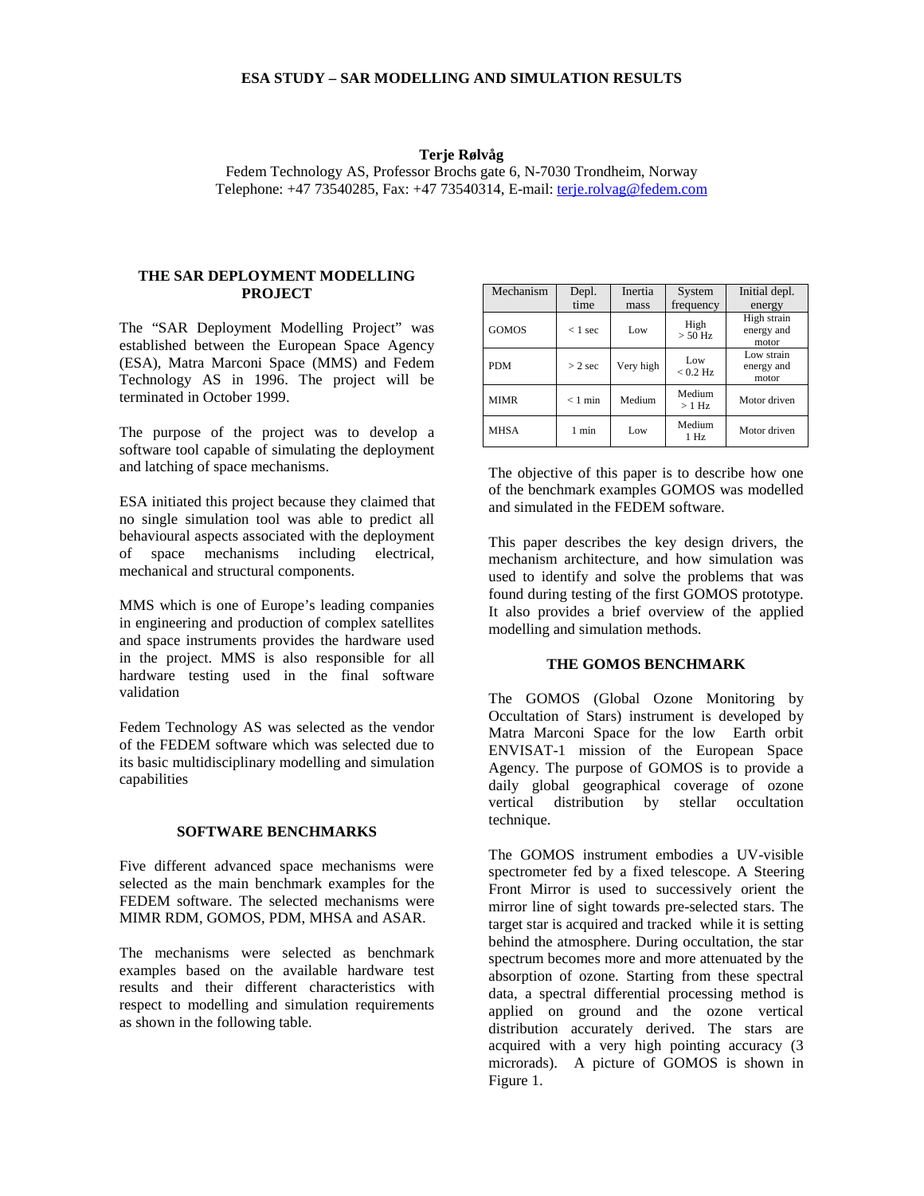# ESA STUDY – SAR MODELLING AND SIMULATION RESULTS

**Terje Rølvåg**

Fedem Technology AS, Professor Brochs gate 6, N-7030 Trondheim, Norway
Telephone: +47 73540285, Fax: +47 73540314, E-mail: terje.rolvag@fedem.com

## THE SAR DEPLOYMENT MODELLING PROJECT

The "SAR Deployment Modelling Project" was established between the European Space Agency (ESA), Matra Marconi Space (MMS) and Fedem Technology AS in 1996. The project will be terminated in October 1999.

The purpose of the project was to develop a software tool capable of simulating the deployment and latching of space mechanisms.

ESA initiated this project because they claimed that no single simulation tool was able to predict all behavioural aspects associated with the deployment of space mechanisms including electrical, mechanical and structural components.

MMS which is one of Europe's leading companies in engineering and production of complex satellites and space instruments provides the hardware used in the project. MMS is also responsible for all hardware testing used in the final software validation

Fedem Technology AS was selected as the vendor of the FEDEM software which was selected due to its basic multidisciplinary modelling and simulation capabilities

## SOFTWARE BENCHMARKS

Five different advanced space mechanisms were selected as the main benchmark examples for the FEDEM software. The selected mechanisms were MIMR RDM, GOMOS, PDM, MHSA and ASAR.

The mechanisms were selected as benchmark examples based on the available hardware test results and their different characteristics with respect to modelling and simulation requirements as shown in the following table.

| Mechanism | Depl. time | Inertia mass | System frequency | Initial depl. energy |
|---|---|---|---|---|
| GOMOS | < 1 sec | Low | High > 50 Hz | High strain energy and motor |
| PDM | > 2 sec | Very high | Low < 0.2 Hz | Low strain energy and motor |
| MIMR | < 1 min | Medium | Medium > 1 Hz | Motor driven |
| MHSA | 1 min | Low | Medium 1 Hz | Motor driven |

The objective of this paper is to describe how one of the benchmark examples GOMOS was modelled and simulated in the FEDEM software.

This paper describes the key design drivers, the mechanism architecture, and how simulation was used to identify and solve the problems that was found during testing of the first GOMOS prototype. It also provides a brief overview of the applied modelling and simulation methods.

## THE GOMOS BENCHMARK

The GOMOS (Global Ozone Monitoring by Occultation of Stars) instrument is developed by Matra Marconi Space for the low Earth orbit ENVISAT-1 mission of the European Space Agency. The purpose of GOMOS is to provide a daily global geographical coverage of ozone vertical distribution by stellar occultation technique.

The GOMOS instrument embodies a UV-visible spectrometer fed by a fixed telescope. A Steering Front Mirror is used to successively orient the mirror line of sight towards pre-selected stars. The target star is acquired and tracked while it is setting behind the atmosphere. During occultation, the star spectrum becomes more and more attenuated by the absorption of ozone. Starting from these spectral data, a spectral differential processing method is applied on ground and the ozone vertical distribution accurately derived. The stars are acquired with a very high pointing accuracy (3 microrads). A picture of GOMOS is shown in Figure 1.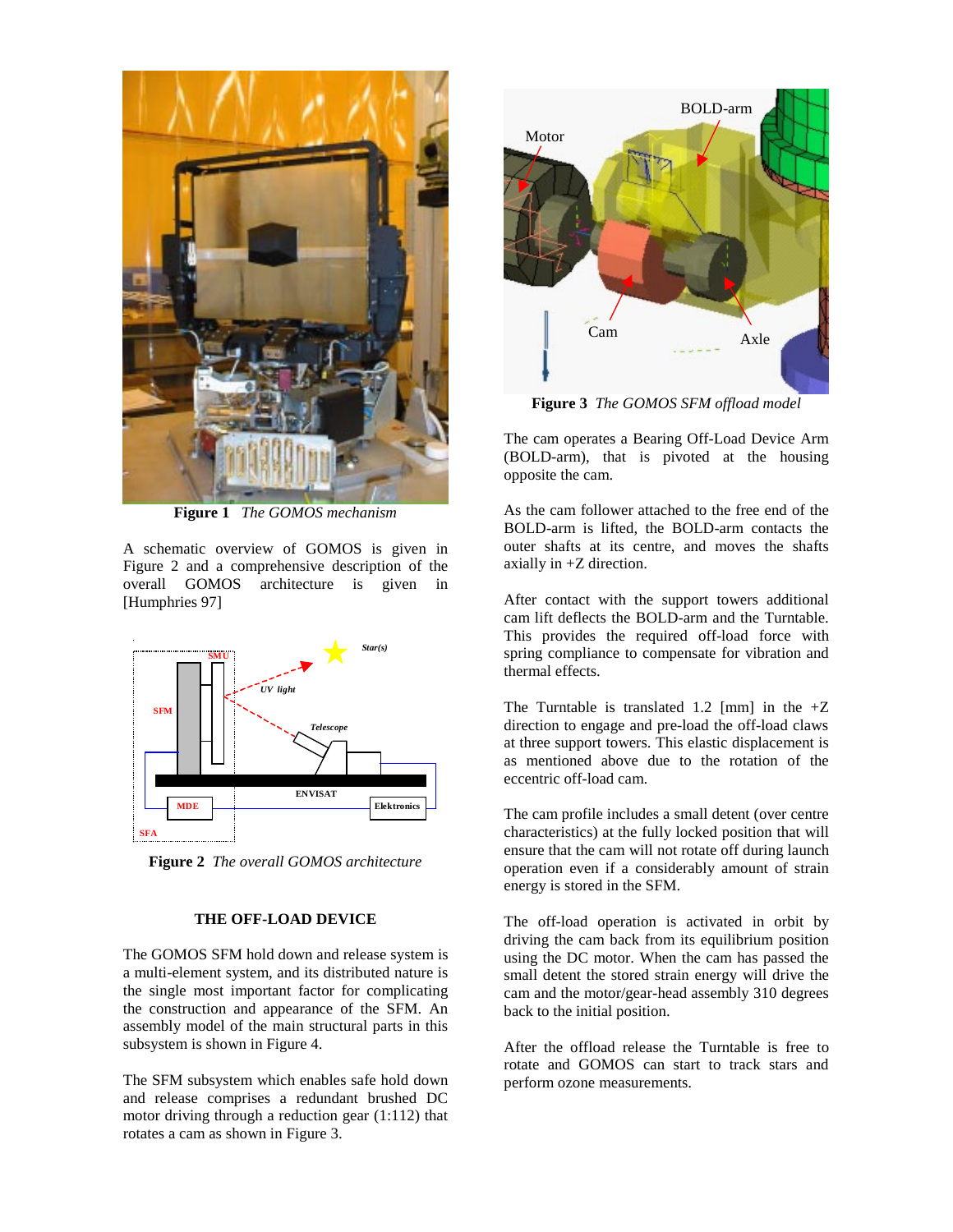**Figure 1** *The GOMOS mechanism*

A schematic overview of GOMOS is given in Figure 2 and a comprehensive description of the overall GOMOS architecture is given in [Humphries 97]

**Figure 2** *The overall GOMOS architecture*

## THE OFF-LOAD DEVICE

The GOMOS SFM hold down and release system is a multi-element system, and its distributed nature is the single most important factor for complicating the construction and appearance of the SFM. An assembly model of the main structural parts in this subsystem is shown in Figure 4.

The SFM subsystem which enables safe hold down and release comprises a redundant brushed DC motor driving through a reduction gear (1:112) that rotates a cam as shown in Figure 3.

**Figure 3** *The GOMOS SFM offload model*

The cam operates a Bearing Off-Load Device Arm (BOLD-arm), that is pivoted at the housing opposite the cam.

As the cam follower attached to the free end of the BOLD-arm is lifted, the BOLD-arm contacts the outer shafts at its centre, and moves the shafts axially in +Z direction.

After contact with the support towers additional cam lift deflects the BOLD-arm and the Turntable. This provides the required off-load force with spring compliance to compensate for vibration and thermal effects.

The Turntable is translated 1.2 [mm] in the +Z direction to engage and pre-load the off-load claws at three support towers. This elastic displacement is as mentioned above due to the rotation of the eccentric off-load cam.

The cam profile includes a small detent (over centre characteristics) at the fully locked position that will ensure that the cam will not rotate off during launch operation even if a considerably amount of strain energy is stored in the SFM.

The off-load operation is activated in orbit by driving the cam back from its equilibrium position using the DC motor. When the cam has passed the small detent the stored strain energy will drive the cam and the motor/gear-head assembly 310 degrees back to the initial position.

After the offload release the Turntable is free to rotate and GOMOS can start to track stars and perform ozone measurements.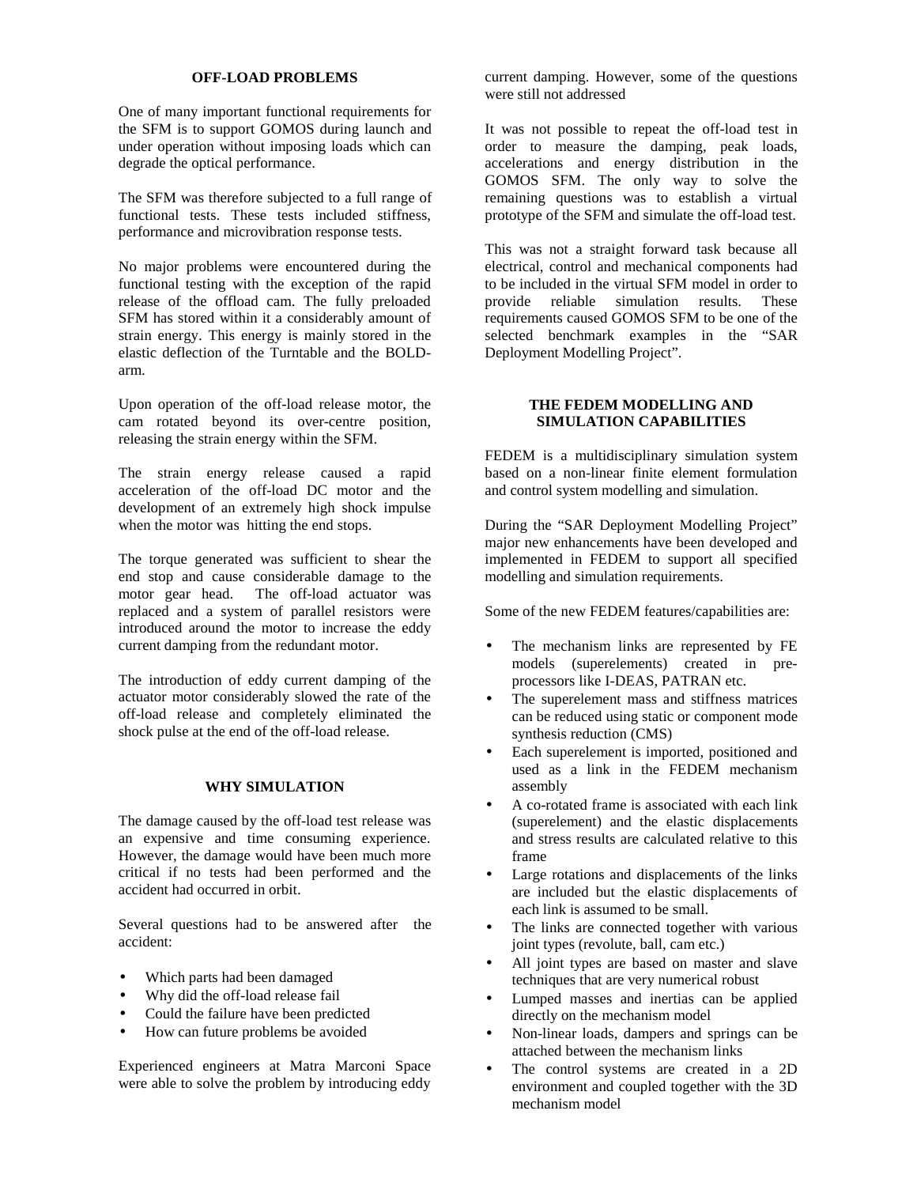## OFF-LOAD PROBLEMS

One of many important functional requirements for the SFM is to support GOMOS during launch and under operation without imposing loads which can degrade the optical performance.

The SFM was therefore subjected to a full range of functional tests. These tests included stiffness, performance and microvibration response tests.

No major problems were encountered during the functional testing with the exception of the rapid release of the offload cam. The fully preloaded SFM has stored within it a considerably amount of strain energy. This energy is mainly stored in the elastic deflection of the Turntable and the BOLD-arm.

Upon operation of the off-load release motor, the cam rotated beyond its over-centre position, releasing the strain energy within the SFM.

The strain energy release caused a rapid acceleration of the off-load DC motor and the development of an extremely high shock impulse when the motor was hitting the end stops.

The torque generated was sufficient to shear the end stop and cause considerable damage to the motor gear head. The off-load actuator was replaced and a system of parallel resistors were introduced around the motor to increase the eddy current damping from the redundant motor.

The introduction of eddy current damping of the actuator motor considerably slowed the rate of the off-load release and completely eliminated the shock pulse at the end of the off-load release.

## WHY SIMULATION

The damage caused by the off-load test release was an expensive and time consuming experience. However, the damage would have been much more critical if no tests had been performed and the accident had occurred in orbit.

Several questions had to be answered after the accident:

- Which parts had been damaged
- Why did the off-load release fail
- Could the failure have been predicted
- How can future problems be avoided

Experienced engineers at Matra Marconi Space were able to solve the problem by introducing eddy current damping. However, some of the questions were still not addressed

It was not possible to repeat the off-load test in order to measure the damping, peak loads, accelerations and energy distribution in the GOMOS SFM. The only way to solve the remaining questions was to establish a virtual prototype of the SFM and simulate the off-load test.

This was not a straight forward task because all electrical, control and mechanical components had to be included in the virtual SFM model in order to provide reliable simulation results. These requirements caused GOMOS SFM to be one of the selected benchmark examples in the "SAR Deployment Modelling Project".

## THE FEDEM MODELLING AND SIMULATION CAPABILITIES

FEDEM is a multidisciplinary simulation system based on a non-linear finite element formulation and control system modelling and simulation.

During the "SAR Deployment Modelling Project" major new enhancements have been developed and implemented in FEDEM to support all specified modelling and simulation requirements.

Some of the new FEDEM features/capabilities are:

- The mechanism links are represented by FE models (superelements) created in pre-processors like I-DEAS, PATRAN etc.
- The superelement mass and stiffness matrices can be reduced using static or component mode synthesis reduction (CMS)
- Each superelement is imported, positioned and used as a link in the FEDEM mechanism assembly
- A co-rotated frame is associated with each link (superelement) and the elastic displacements and stress results are calculated relative to this frame
- Large rotations and displacements of the links are included but the elastic displacements of each link is assumed to be small.
- The links are connected together with various joint types (revolute, ball, cam etc.)
- All joint types are based on master and slave techniques that are very numerical robust
- Lumped masses and inertias can be applied directly on the mechanism model
- Non-linear loads, dampers and springs can be attached between the mechanism links
- The control systems are created in a 2D environment and coupled together with the 3D mechanism model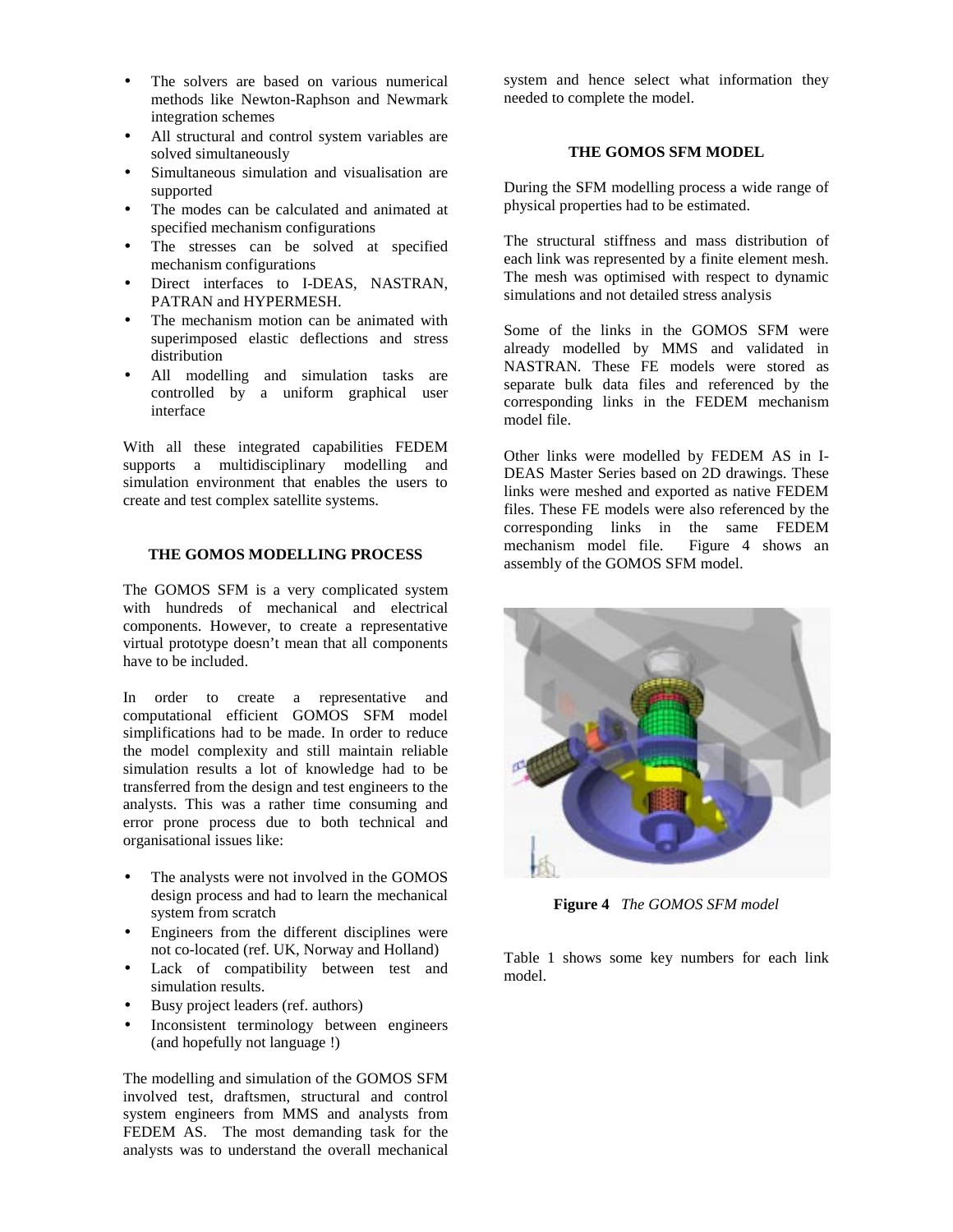- The solvers are based on various numerical methods like Newton-Raphson and Newmark integration schemes
- All structural and control system variables are solved simultaneously
- Simultaneous simulation and visualisation are supported
- The modes can be calculated and animated at specified mechanism configurations
- The stresses can be solved at specified mechanism configurations
- Direct interfaces to I-DEAS, NASTRAN, PATRAN and HYPERMESH.
- The mechanism motion can be animated with superimposed elastic deflections and stress distribution
- All modelling and simulation tasks are controlled by a uniform graphical user interface

With all these integrated capabilities FEDEM supports a multidisciplinary modelling and simulation environment that enables the users to create and test complex satellite systems.

## THE GOMOS MODELLING PROCESS

The GOMOS SFM is a very complicated system with hundreds of mechanical and electrical components. However, to create a representative virtual prototype doesn't mean that all components have to be included.

In order to create a representative and computational efficient GOMOS SFM model simplifications had to be made. In order to reduce the model complexity and still maintain reliable simulation results a lot of knowledge had to be transferred from the design and test engineers to the analysts. This was a rather time consuming and error prone process due to both technical and organisational issues like:

- The analysts were not involved in the GOMOS design process and had to learn the mechanical system from scratch
- Engineers from the different disciplines were not co-located (ref. UK, Norway and Holland)
- Lack of compatibility between test and simulation results.
- Busy project leaders (ref. authors)
- Inconsistent terminology between engineers (and hopefully not language !)

The modelling and simulation of the GOMOS SFM involved test, draftsmen, structural and control system engineers from MMS and analysts from FEDEM AS. The most demanding task for the analysts was to understand the overall mechanical system and hence select what information they needed to complete the model.

## THE GOMOS SFM MODEL

During the SFM modelling process a wide range of physical properties had to be estimated.

The structural stiffness and mass distribution of each link was represented by a finite element mesh. The mesh was optimised with respect to dynamic simulations and not detailed stress analysis

Some of the links in the GOMOS SFM were already modelled by MMS and validated in NASTRAN. These FE models were stored as separate bulk data files and referenced by the corresponding links in the FEDEM mechanism model file.

Other links were modelled by FEDEM AS in I-DEAS Master Series based on 2D drawings. These links were meshed and exported as native FEDEM files. These FE models were also referenced by the corresponding links in the same FEDEM mechanism model file. Figure 4 shows an assembly of the GOMOS SFM model.

**Figure 4** *The GOMOS SFM model*

Table 1 shows some key numbers for each link model.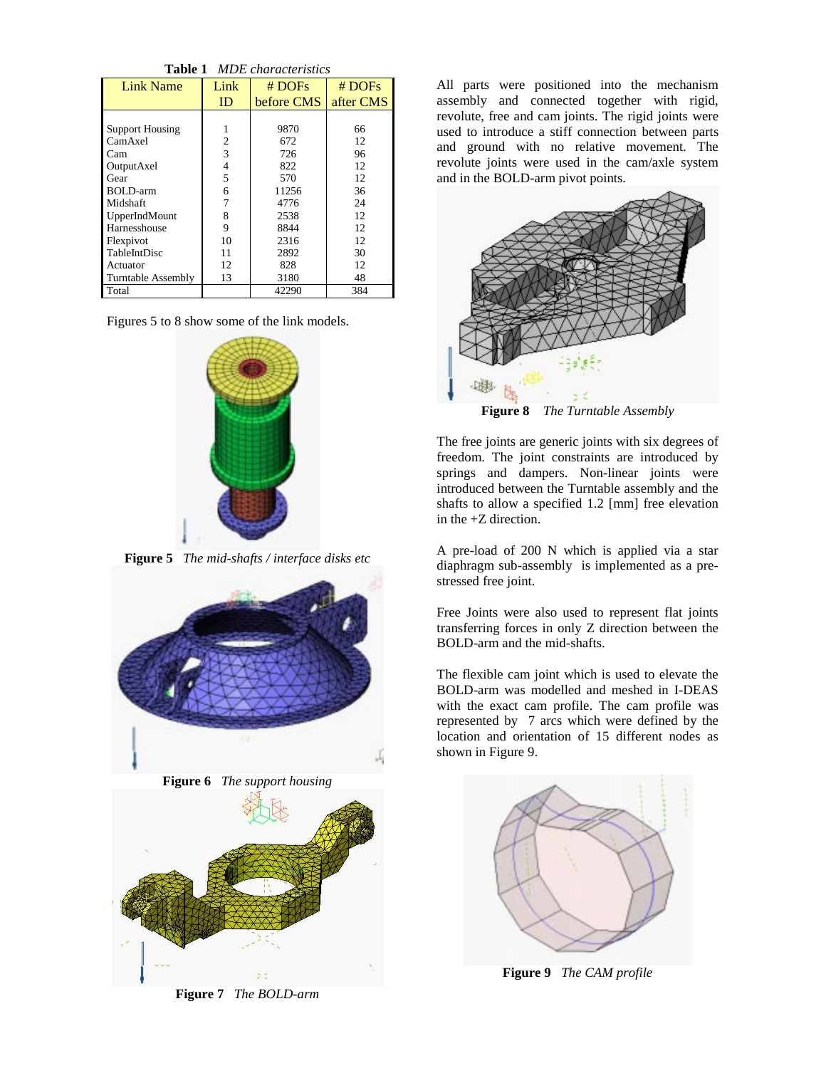**Table 1** *MDE characteristics*

| Link Name | Link ID | # DOFs before CMS | # DOFs after CMS |
|---|---|---|---|
| Support Housing | 1 | 9870 | 66 |
| CamAxel | 2 | 672 | 12 |
| Cam | 3 | 726 | 96 |
| OutputAxel | 4 | 822 | 12 |
| Gear | 5 | 570 | 12 |
| BOLD-arm | 6 | 11256 | 36 |
| Midshaft | 7 | 4776 | 24 |
| UpperIndMount | 8 | 2538 | 12 |
| Harnesshouse | 9 | 8844 | 12 |
| Flexpivot | 10 | 2316 | 12 |
| TableIntDisc | 11 | 2892 | 30 |
| Actuator | 12 | 828 | 12 |
| Turntable Assembly | 13 | 3180 | 48 |
| Total | | 42290 | 384 |

Figures 5 to 8 show some of the link models.

**Figure 5** *The mid-shafts / interface disks etc*

**Figure 6** *The support housing*

**Figure 7** *The BOLD-arm*

All parts were positioned into the mechanism assembly and connected together with rigid, revolute, free and cam joints. The rigid joints were used to introduce a stiff connection between parts and ground with no relative movement. The revolute joints were used in the cam/axle system and in the BOLD-arm pivot points.

**Figure 8** *The Turntable Assembly*

The free joints are generic joints with six degrees of freedom. The joint constraints are introduced by springs and dampers. Non-linear joints were introduced between the Turntable assembly and the shafts to allow a specified 1.2 [mm] free elevation in the +Z direction.

A pre-load of 200 N which is applied via a star diaphragm sub-assembly is implemented as a pre-stressed free joint.

Free Joints were also used to represent flat joints transferring forces in only Z direction between the BOLD-arm and the mid-shafts.

The flexible cam joint which is used to elevate the BOLD-arm was modelled and meshed in I-DEAS with the exact cam profile. The cam profile was represented by 7 arcs which were defined by the location and orientation of 15 different nodes as shown in Figure 9.

**Figure 9** *The CAM profile*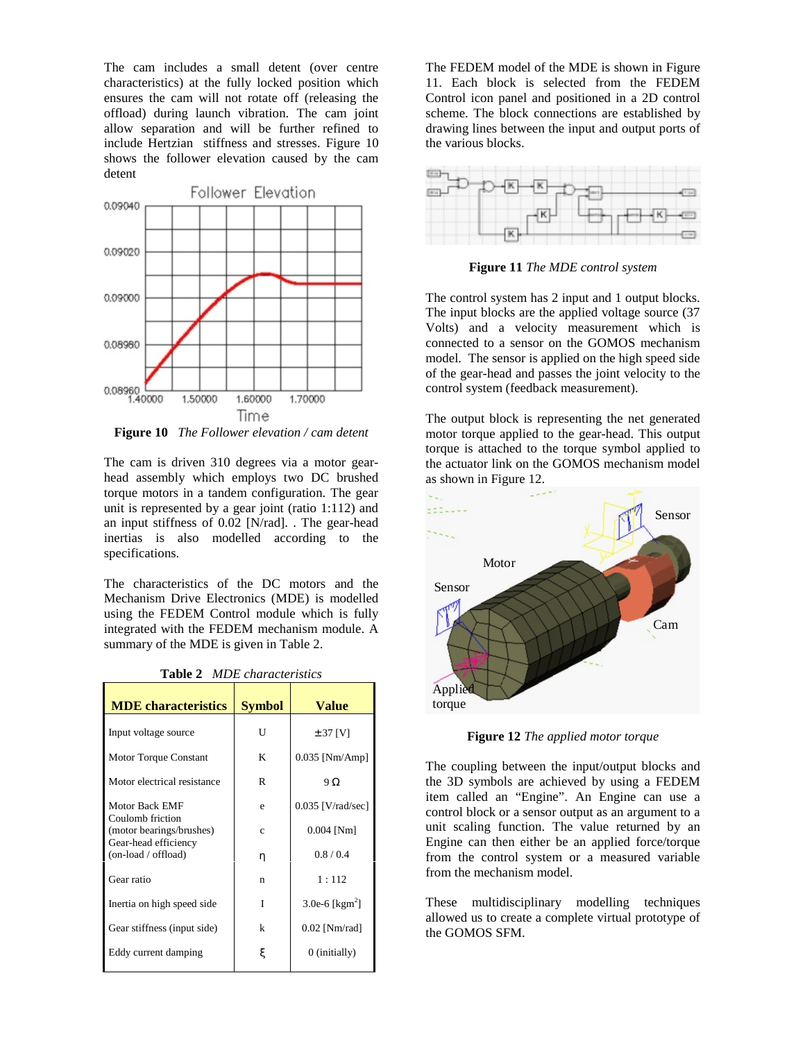The cam includes a small detent (over centre characteristics) at the fully locked position which ensures the cam will not rotate off (releasing the offload) during launch vibration. The cam joint allow separation and will be further refined to include Hertzian stiffness and stresses. Figure 10 shows the follower elevation caused by the cam detent

**Figure 10** *The Follower elevation / cam detent*

The cam is driven 310 degrees via a motor gear-head assembly which employs two DC brushed torque motors in a tandem configuration. The gear unit is represented by a gear joint (ratio 1:112) and an input stiffness of 0.02 [N/rad]. . The gear-head inertias is also modelled according to the specifications.

The characteristics of the DC motors and the Mechanism Drive Electronics (MDE) is modelled using the FEDEM Control module which is fully integrated with the FEDEM mechanism module. A summary of the MDE is given in Table 2.

**Table 2** *MDE characteristics*

| MDE characteristics | Symbol | Value |
|---|---|---|
| Input voltage source | U | ±37 [V] |
| Motor Torque Constant | K | 0.035 [Nm/Amp] |
| Motor electrical resistance | R | 9 Ω |
| Motor Back EMF | e | 0.035 [V/rad/sec] |
| Coulomb friction (motor bearings/brushes) | c | 0.004 [Nm] |
| Gear-head efficiency (on-load / offload) | η | 0.8 / 0.4 |
| Gear ratio | n | 1 : 112 |
| Inertia on high speed side | I | 3.0e-6 [kgm$^2$] |
| Gear stiffness (input side) | k | 0.02 [Nm/rad] |
| Eddy current damping | ξ | 0 (initially) |

The FEDEM model of the MDE is shown in Figure 11. Each block is selected from the FEDEM Control icon panel and positioned in a 2D control scheme. The block connections are established by drawing lines between the input and output ports of the various blocks.

**Figure 11** *The MDE control system*

The control system has 2 input and 1 output blocks. The input blocks are the applied voltage source (37 Volts) and a velocity measurement which is connected to a sensor on the GOMOS mechanism model. The sensor is applied on the high speed side of the gear-head and passes the joint velocity to the control system (feedback measurement).

The output block is representing the net generated motor torque applied to the gear-head. This output torque is attached to the torque symbol applied to the actuator link on the GOMOS mechanism model as shown in Figure 12.

**Figure 12** *The applied motor torque*

The coupling between the input/output blocks and the 3D symbols are achieved by using a FEDEM item called an "Engine". An Engine can use a control block or a sensor output as an argument to a unit scaling function. The value returned by an Engine can then either be an applied force/torque from the control system or a measured variable from the mechanism model.

These multidisciplinary modelling techniques allowed us to create a complete virtual prototype of the GOMOS SFM.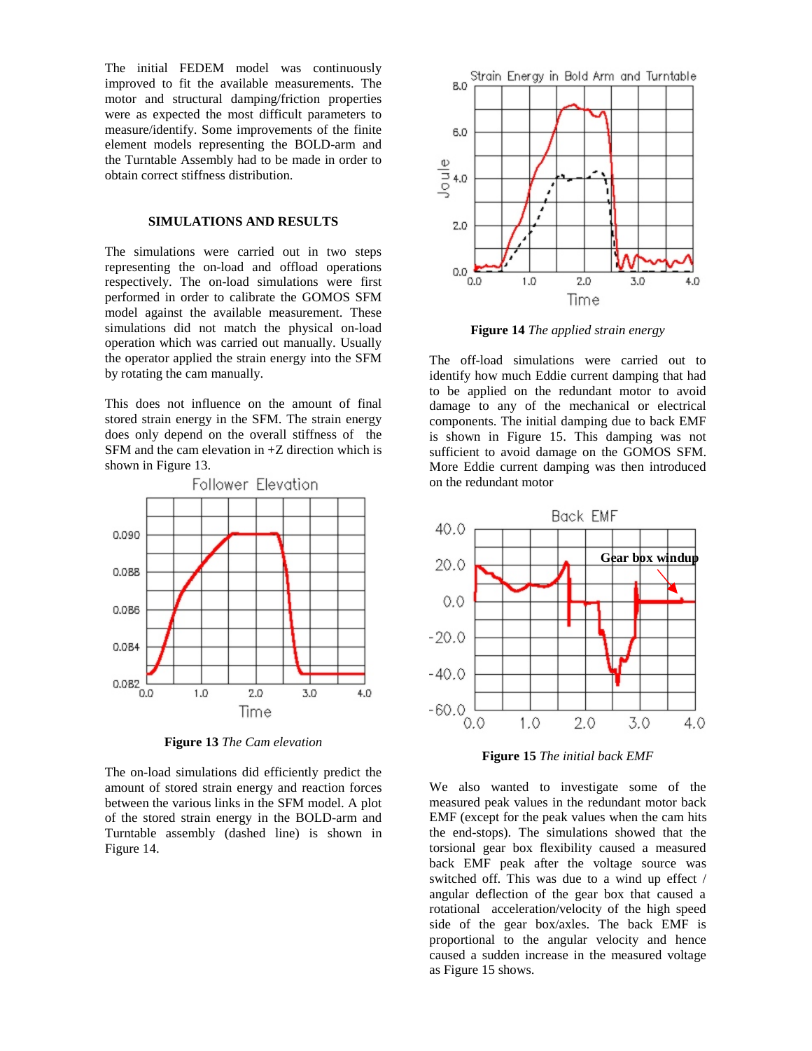The initial FEDEM model was continuously improved to fit the available measurements. The motor and structural damping/friction properties were as expected the most difficult parameters to measure/identify. Some improvements of the finite element models representing the BOLD-arm and the Turntable Assembly had to be made in order to obtain correct stiffness distribution.

## SIMULATIONS AND RESULTS

The simulations were carried out in two steps representing the on-load and offload operations respectively. The on-load simulations were first performed in order to calibrate the GOMOS SFM model against the available measurement. These simulations did not match the physical on-load operation which was carried out manually. Usually the operator applied the strain energy into the SFM by rotating the cam manually.

This does not influence on the amount of final stored strain energy in the SFM. The strain energy does only depend on the overall stiffness of the SFM and the cam elevation in +Z direction which is shown in Figure 13.

**Figure 13** *The Cam elevation*

The on-load simulations did efficiently predict the amount of stored strain energy and reaction forces between the various links in the SFM model. A plot of the stored strain energy in the BOLD-arm and Turntable assembly (dashed line) is shown in Figure 14.

**Figure 14** *The applied strain energy*

The off-load simulations were carried out to identify how much Eddie current damping that had to be applied on the redundant motor to avoid damage to any of the mechanical or electrical components. The initial damping due to back EMF is shown in Figure 15. This damping was not sufficient to avoid damage on the GOMOS SFM. More Eddie current damping was then introduced on the redundant motor

**Figure 15** *The initial back EMF*

We also wanted to investigate some of the measured peak values in the redundant motor back EMF (except for the peak values when the cam hits the end-stops). The simulations showed that the torsional gear box flexibility caused a measured back EMF peak after the voltage source was switched off. This was due to a wind up effect / angular deflection of the gear box that caused a rotational acceleration/velocity of the high speed side of the gear box/axles. The back EMF is proportional to the angular velocity and hence caused a sudden increase in the measured voltage as Figure 15 shows.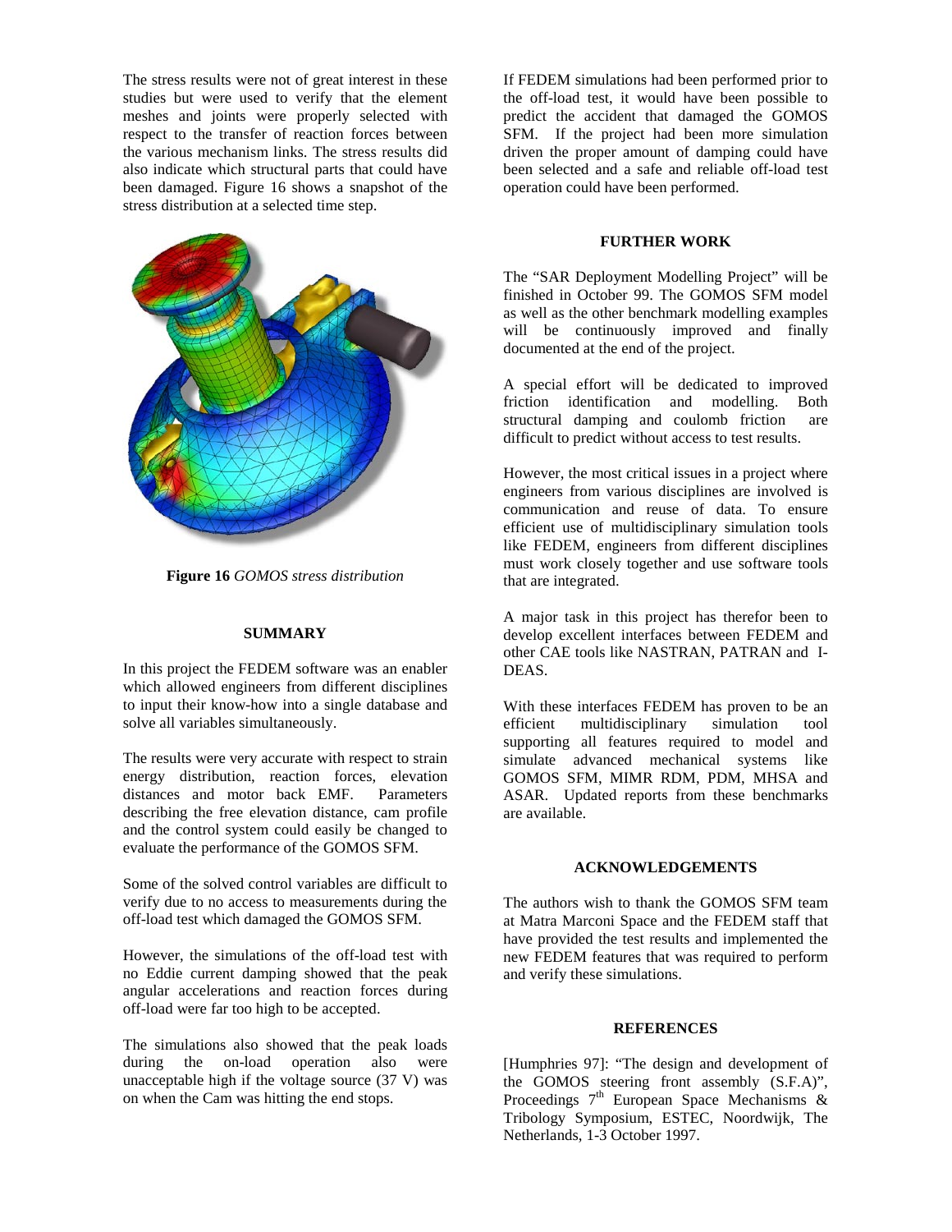The stress results were not of great interest in these studies but were used to verify that the element meshes and joints were properly selected with respect to the transfer of reaction forces between the various mechanism links. The stress results did also indicate which structural parts that could have been damaged. Figure 16 shows a snapshot of the stress distribution at a selected time step.

**Figure 16** *GOMOS stress distribution*

## SUMMARY

In this project the FEDEM software was an enabler which allowed engineers from different disciplines to input their know-how into a single database and solve all variables simultaneously.

The results were very accurate with respect to strain energy distribution, reaction forces, elevation distances and motor back EMF. Parameters describing the free elevation distance, cam profile and the control system could easily be changed to evaluate the performance of the GOMOS SFM.

Some of the solved control variables are difficult to verify due to no access to measurements during the off-load test which damaged the GOMOS SFM.

However, the simulations of the off-load test with no Eddie current damping showed that the peak angular accelerations and reaction forces during off-load were far too high to be accepted.

The simulations also showed that the peak loads during the on-load operation also were unacceptable high if the voltage source (37 V) was on when the Cam was hitting the end stops.

If FEDEM simulations had been performed prior to the off-load test, it would have been possible to predict the accident that damaged the GOMOS SFM. If the project had been more simulation driven the proper amount of damping could have been selected and a safe and reliable off-load test operation could have been performed.

## FURTHER WORK

The "SAR Deployment Modelling Project" will be finished in October 99. The GOMOS SFM model as well as the other benchmark modelling examples will be continuously improved and finally documented at the end of the project.

A special effort will be dedicated to improved friction identification and modelling. Both structural damping and coulomb friction are difficult to predict without access to test results.

However, the most critical issues in a project where engineers from various disciplines are involved is communication and reuse of data. To ensure efficient use of multidisciplinary simulation tools like FEDEM, engineers from different disciplines must work closely together and use software tools that are integrated.

A major task in this project has therefor been to develop excellent interfaces between FEDEM and other CAE tools like NASTRAN, PATRAN and I-DEAS.

With these interfaces FEDEM has proven to be an efficient multidisciplinary simulation tool supporting all features required to model and simulate advanced mechanical systems like GOMOS SFM, MIMR RDM, PDM, MHSA and ASAR. Updated reports from these benchmarks are available.

## ACKNOWLEDGEMENTS

The authors wish to thank the GOMOS SFM team at Matra Marconi Space and the FEDEM staff that have provided the test results and implemented the new FEDEM features that was required to perform and verify these simulations.

## REFERENCES

[Humphries 97]: "The design and development of the GOMOS steering front assembly (S.F.A)", Proceedings 7th European Space Mechanisms & Tribology Symposium, ESTEC, Noordwijk, The Netherlands, 1-3 October 1997.